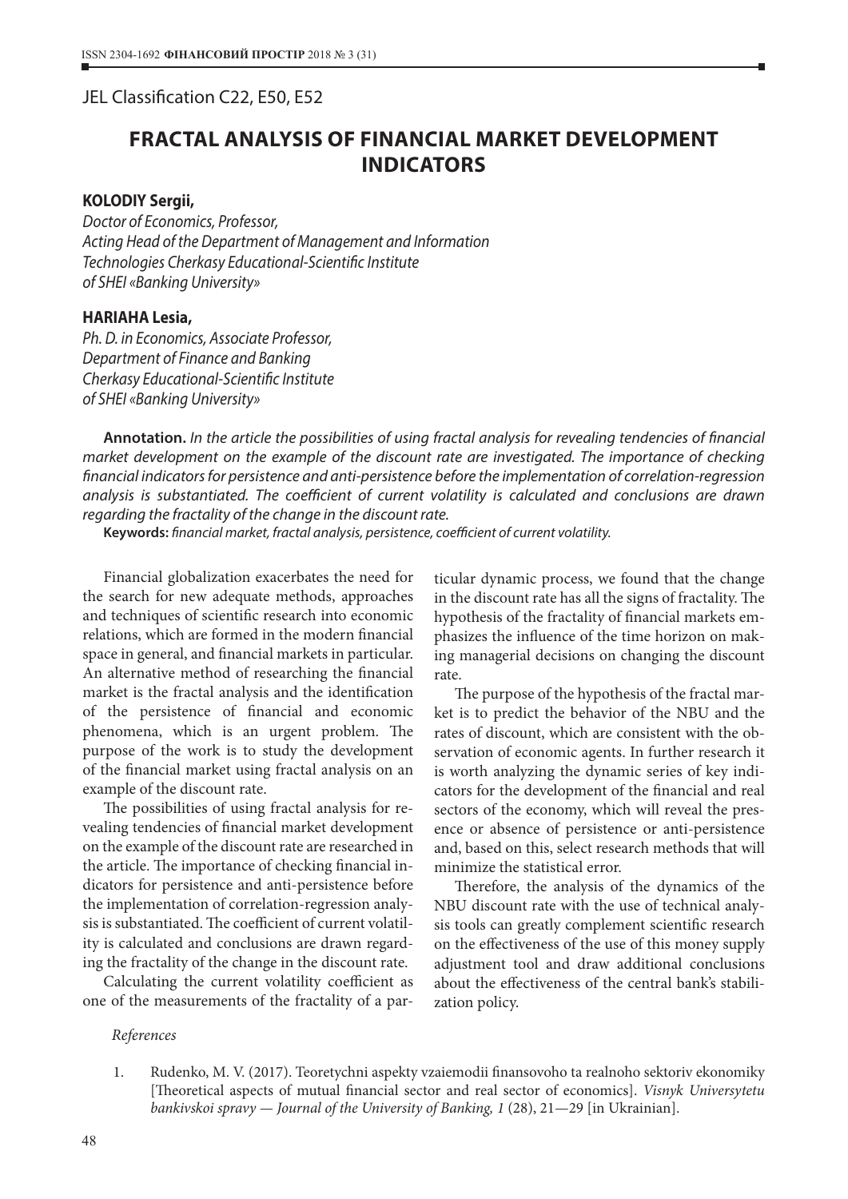JEL Classification C22, E50, E52

# FRACTAL ANALYSIS OF FINANCIAL MARKET DEVELOPMENT INDICATORS

**KOLODIY Sergii,**
*Doctor of Economics, Professor,*
*Acting Head of the Department of Management and Information Technologies Cherkasy Educational-Scientific Institute of SHEI «Banking University»*

**HARIAHA Lesia,**
*Ph. D. in Economics, Associate Professor,*
*Department of Finance and Banking*
*Cherkasy Educational-Scientific Institute*
*of SHEI «Banking University»*

**Annotation.** *In the article the possibilities of using fractal analysis for revealing tendencies of financial market development on the example of the discount rate are investigated. The importance of checking financial indicators for persistence and anti-persistence before the implementation of correlation-regression analysis is substantiated. The coefficient of current volatility is calculated and conclusions are drawn regarding the fractality of the change in the discount rate.*

**Keywords:** *financial market, fractal analysis, persistence, coefficient of current volatility.*

Financial globalization exacerbates the need for the search for new adequate methods, approaches and techniques of scientific research into economic relations, which are formed in the modern financial space in general, and financial markets in particular. An alternative method of researching the financial market is the fractal analysis and the identification of the persistence of financial and economic phenomena, which is an urgent problem. The purpose of the work is to study the development of the financial market using fractal analysis on an example of the discount rate.

The possibilities of using fractal analysis for revealing tendencies of financial market development on the example of the discount rate are researched in the article. The importance of checking financial indicators for persistence and anti-persistence before the implementation of correlation-regression analysis is substantiated. The coefficient of current volatility is calculated and conclusions are drawn regarding the fractality of the change in the discount rate.

Calculating the current volatility coefficient as one of the measurements of the fractality of a particular dynamic process, we found that the change in the discount rate has all the signs of fractality. The hypothesis of the fractality of financial markets emphasizes the influence of the time horizon on making managerial decisions on changing the discount rate.

The purpose of the hypothesis of the fractal market is to predict the behavior of the NBU and the rates of discount, which are consistent with the observation of economic agents. In further research it is worth analyzing the dynamic series of key indicators for the development of the financial and real sectors of the economy, which will reveal the presence or absence of persistence or anti-persistence and, based on this, select research methods that will minimize the statistical error.

Therefore, the analysis of the dynamics of the NBU discount rate with the use of technical analysis tools can greatly complement scientific research on the effectiveness of the use of this money supply adjustment tool and draw additional conclusions about the effectiveness of the central bank's stabilization policy.

*References*

1. Rudenko, M. V. (2017). Teoretychni aspekty vzaiemodii finansovoho ta realnoho sektoriv ekonomiky [Theoretical aspects of mutual financial sector and real sector of economics]. *Visnyk Universytetu bankivskoi spravy — Journal of the University of Banking, 1* (28), 21—29 [in Ukrainian].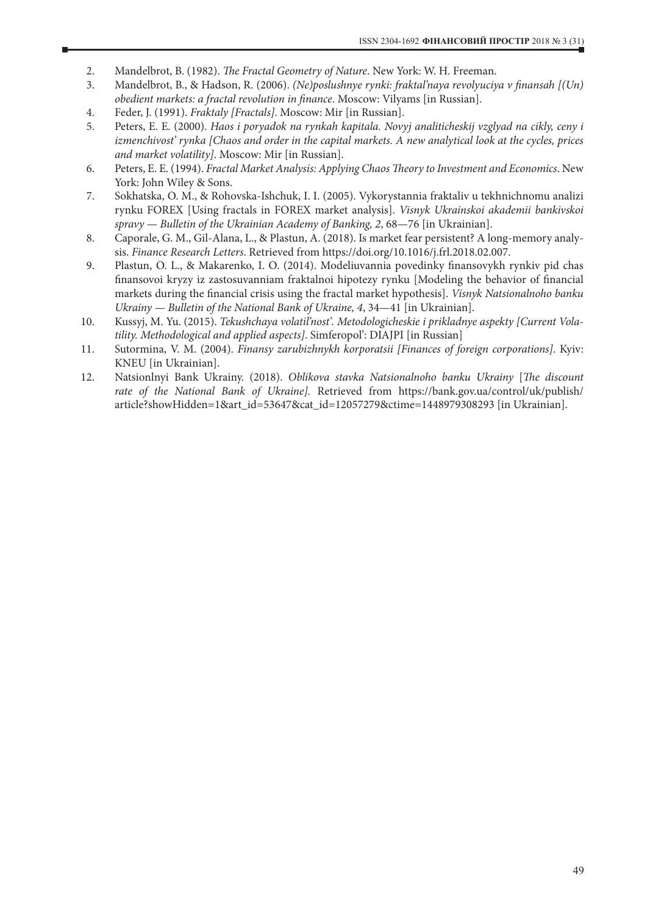2. Mandelbrot, B. (1982). *The Fractal Geometry of Nature*. New York: W. H. Freeman.
3. Mandelbrot, B., & Hadson, R. (2006). *(Ne)poslushnye rynki: fraktal'naya revolyuciya v finansah [(Un) obedient markets: a fractal revolution in finance*. Moscow: Vilyams [in Russian].
4. Feder, J. (1991). *Fraktaly [Fractals]*. Moscow: Mir [in Russian].
5. Peters, E. E. (2000). *Haos i poryadok na rynkah kapitala. Novyj analiticheskij vzglyad na cikly, ceny i izmenchivost' rynka [Chaos and order in the capital markets. A new analytical look at the cycles, prices and market volatility]*. Moscow: Mir [in Russian].
6. Peters, E. E. (1994). *Fractal Market Analysis: Applying Chaos Theory to Investment and Economics*. New York: John Wiley & Sons.
7. Sokhatska, O. M., & Rohovska-Ishchuk, I. I. (2005). Vykorystannia fraktaliv u tekhnichnomu analizi rynku FOREX [Using fractals in FOREX market analysis]. *Visnyk Ukrainskoi akademii bankivskoi spravy — Bulletin of the Ukrainian Academy of Banking, 2*, 68—76 [in Ukrainian].
8. Caporale, G. M., Gil-Alana, L., & Plastun, A. (2018). Is market fear persistent? A long-memory analysis. *Finance Research Letters*. Retrieved from https://doi.org/10.1016/j.frl.2018.02.007.
9. Plastun, O. L., & Makarenko, I. O. (2014). Modeliuvannia povedinky finansovykh rynkiv pid chas finansovoi kryzy iz zastosuvanniam fraktalnoi hipotezy rynku [Modeling the behavior of financial markets during the financial crisis using the fractal market hypothesis]. *Visnyk Natsionalnoho banku Ukrainy — Bulletin of the National Bank of Ukraine, 4*, 34—41 [in Ukrainian].
10. Kussyj, M. Yu. (2015). *Tekushchaya volatil'nost'. Metodologicheskie i prikladnye aspekty [Current Volatility. Methodological and applied aspects]*. Simferopol': DIAJPI [in Russian]
11. Sutormina, V. M. (2004). *Finansy zarubizhnykh korporatsii [Finances of foreign corporations]*. Kyiv: KNEU [in Ukrainian].
12. Natsionlnyi Bank Ukrainy. (2018). *Oblikova stavka Natsionalnoho banku Ukrainy* [*The discount rate of the National Bank of Ukraine].* Retrieved from https://bank.gov.ua/control/uk/publish/article?showHidden=1&art_id=53647&cat_id=12057279&ctime=1448979308293 [in Ukrainian].